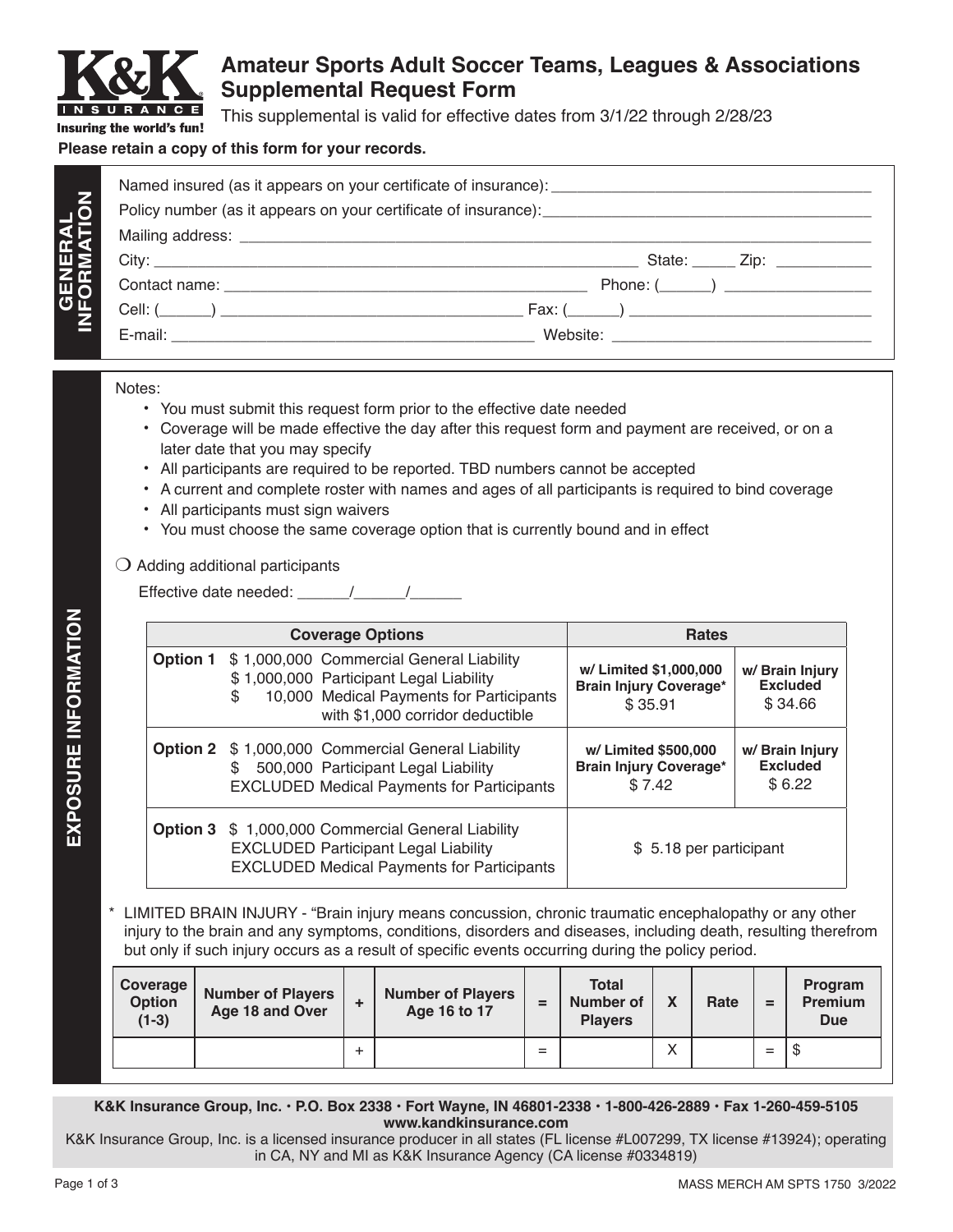K&K INSURANCE
Insuring the world's fun!

# Amateur Sports Adult Soccer Teams, Leagues & Associations Supplemental Request Form

This supplemental is valid for effective dates from 3/1/22 through 2/28/23

**Please retain a copy of this form for your records.**

## GENERAL INFORMATION

Named insured (as it appears on your certificate of insurance): ______________________________________

Policy number (as it appears on your certificate of insurance): ______________________________________

Mailing address: ______________________________________________________________________

City: ________________________________________________ State: _____ Zip: ___________

Contact name: _____________________________________ Phone: (______) _________________

Cell: (______) _______________________________ Fax: (______) ____________________________

E-mail: ____________________________________ Website: ______________________________

## EXPOSURE INFORMATION

Notes:

- You must submit this request form prior to the effective date needed
- Coverage will be made effective the day after this request form and payment are received, or on a later date that you may specify
- All participants are required to be reported. TBD numbers cannot be accepted
- A current and complete roster with names and ages of all participants is required to bind coverage
- All participants must sign waivers
- You must choose the same coverage option that is currently bound and in effect

❍ Adding additional participants

Effective date needed: ______/______/______

| Coverage Options | | Rates | |
|---|---|---|---|
| **Option 1** | $ 1,000,000 Commercial General Liability<br>$ 1,000,000 Participant Legal Liability<br>$ 10,000 Medical Payments for Participants with $1,000 corridor deductible | **w/ Limited $1,000,000 Brain Injury Coverage*** $ 35.91 | **w/ Brain Injury Excluded** $ 34.66 |
| **Option 2** | $ 1,000,000 Commercial General Liability<br>$ 500,000 Participant Legal Liability<br>EXCLUDED Medical Payments for Participants | **w/ Limited $500,000 Brain Injury Coverage*** $ 7.42 | **w/ Brain Injury Excluded** $ 6.22 |
| **Option 3** | $ 1,000,000 Commercial General Liability<br>EXCLUDED Participant Legal Liability<br>EXCLUDED Medical Payments for Participants | $ 5.18 per participant | |

\* LIMITED BRAIN INJURY - "Brain injury means concussion, chronic traumatic encephalopathy or any other injury to the brain and any symptoms, conditions, disorders and diseases, including death, resulting therefrom but only if such injury occurs as a result of specific events occurring during the policy period.

| Coverage Option (1-3) | Number of Players Age 18 and Over | + | Number of Players Age 16 to 17 | = | Total Number of Players | X | Rate | = | Program Premium Due |
|---|---|---|---|---|---|---|---|---|---|
| | | + | | = | | X | | = | $ |

**K&K Insurance Group, Inc. • P.O. Box 2338 • Fort Wayne, IN 46801-2338 • 1-800-426-2889 • Fax 1-260-459-5105**
**www.kandkinsurance.com**
K&K Insurance Group, Inc. is a licensed insurance producer in all states (FL license #L007299, TX license #13924); operating in CA, NY and MI as K&K Insurance Agency (CA license #0334819)

MASS MERCH AM SPTS 1750 3/2022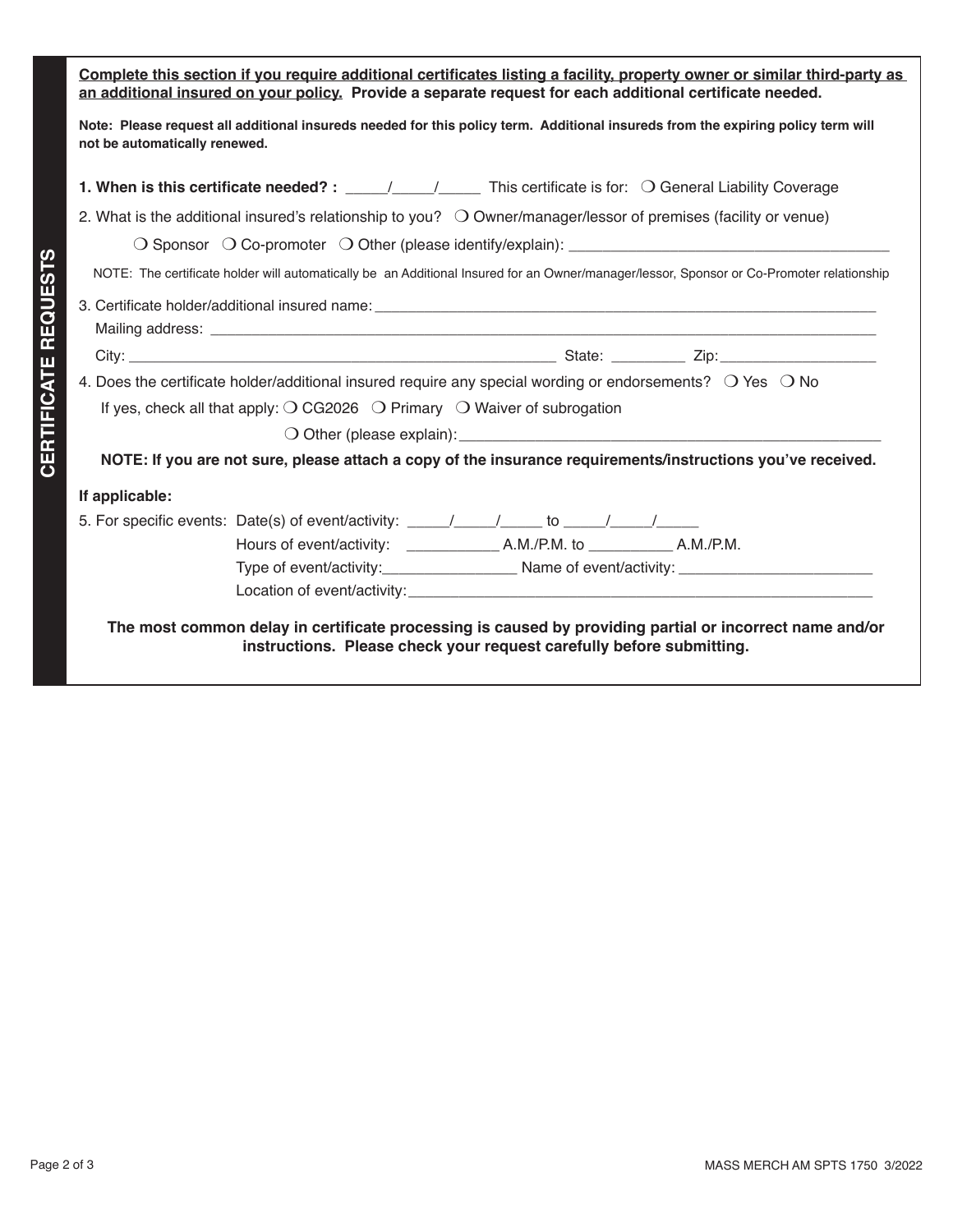## CERTIFICATE REQUESTS

**Complete this section if you require additional certificates listing a facility, property owner or similar third-party as an additional insured on your policy.** **Provide a separate request for each additional certificate needed.**

**Note: Please request all additional insureds needed for this policy term. Additional insureds from the expiring policy term will not be automatically renewed.**

**1. When is this certificate needed? :** _____/_____/_____ This certificate is for: ❍ General Liability Coverage

2. What is the additional insured's relationship to you? ❍ Owner/manager/lessor of premises (facility or venue)

❍ Sponsor ❍ Co-promoter ❍ Other (please identify/explain): ______________________________________

NOTE: The certificate holder will automatically be an Additional Insured for an Owner/manager/lessor, Sponsor or Co-Promoter relationship

3. Certificate holder/additional insured name: ______________________________________________________________

Mailing address: ______________________________________________________________________________

City: __________________________________________________ State: _________ Zip: __________________

4. Does the certificate holder/additional insured require any special wording or endorsements? ❍ Yes ❍ No

If yes, check all that apply: ❍ CG2026 ❍ Primary ❍ Waiver of subrogation

❍ Other (please explain): __________________________________________________

**NOTE: If you are not sure, please attach a copy of the insurance requirements/instructions you've received.**

**If applicable:**

5. For specific events: Date(s) of event/activity: _____/_____/_____ to _____/_____/_____

Hours of event/activity: ___________ A.M./P.M. to __________ A.M./P.M.

Type of event/activity: ________________ Name of event/activity: _______________________

Location of event/activity: __________________________________________________________

**The most common delay in certificate processing is caused by providing partial or incorrect name and/or instructions. Please check your request carefully before submitting.**

MASS MERCH AM SPTS 1750 3/2022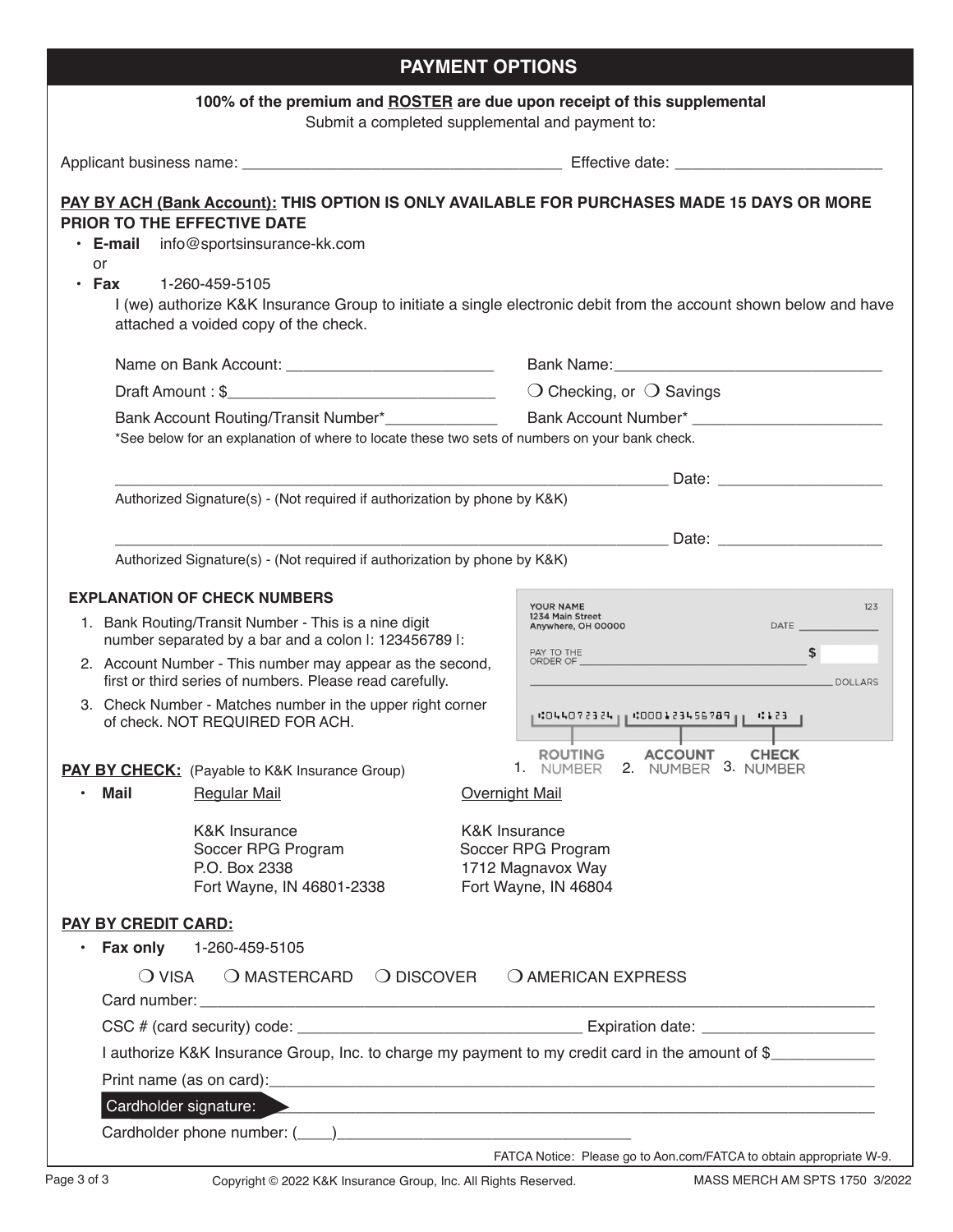## PAYMENT OPTIONS

**100% of the premium and ROSTER are due upon receipt of this supplemental**
Submit a completed supplemental and payment to:

Applicant business name: ______________________________________ Effective date: ________________________

**PAY BY ACH (Bank Account): THIS OPTION IS ONLY AVAILABLE FOR PURCHASES MADE 15 DAYS OR MORE PRIOR TO THE EFFECTIVE DATE**

- **E-mail** info@sportsinsurance-kk.com
  or
- **Fax** 1-260-459-5105

I (we) authorize K&K Insurance Group to initiate a single electronic debit from the account shown below and have attached a voided copy of the check.

Name on Bank Account: ________________________ Bank Name:________________________________

Draft Amount : $______________________________ ❍ Checking, or ❍ Savings

Bank Account Routing/Transit Number*_____________ Bank Account Number* ______________________

*See below for an explanation of where to locate these two sets of numbers on your bank check.

_________________________________________________________________ Date: ___________________
Authorized Signature(s) - (Not required if authorization by phone by K&K)

_________________________________________________________________ Date: ___________________
Authorized Signature(s) - (Not required if authorization by phone by K&K)

**EXPLANATION OF CHECK NUMBERS**

1. Bank Routing/Transit Number - This is a nine digit number separated by a bar and a colon I: 123456789 I:
2. Account Number - This number may appear as the second, first or third series of numbers. Please read carefully.
3. Check Number - Matches number in the upper right corner of check. NOT REQUIRED FOR ACH.

YOUR NAME
1234 Main Street
Anywhere, OH 00000
123
DATE
PAY TO THE ORDER OF
$
DOLLARS
1. ROUTING NUMBER 2. ACCOUNT NUMBER 3. CHECK NUMBER

**PAY BY CHECK:** (Payable to K&K Insurance Group)

- **Mail**

| Regular Mail | Overnight Mail |
|---|---|
| K&K Insurance | K&K Insurance |
| Soccer RPG Program | Soccer RPG Program |
| P.O. Box 2338 | 1712 Magnavox Way |
| Fort Wayne, IN 46801-2338 | Fort Wayne, IN 46804 |

**PAY BY CREDIT CARD:**

- **Fax only** 1-260-459-5105

❍ VISA ❍ MASTERCARD ❍ DISCOVER ❍ AMERICAN EXPRESS

Card number: ______________________________________________________________________________

CSC # (card security) code: ________________________________ Expiration date: ____________________

I authorize K&K Insurance Group, Inc. to charge my payment to my credit card in the amount of $____________

Print name (as on card):___________________________________________________________________

Cardholder signature: _____________________________________________________________________

Cardholder phone number: (____)__________________________________

FATCA Notice: Please go to Aon.com/FATCA to obtain appropriate W-9.

Copyright © 2022 K&K Insurance Group, Inc. All Rights Reserved. MASS MERCH AM SPTS 1750 3/2022